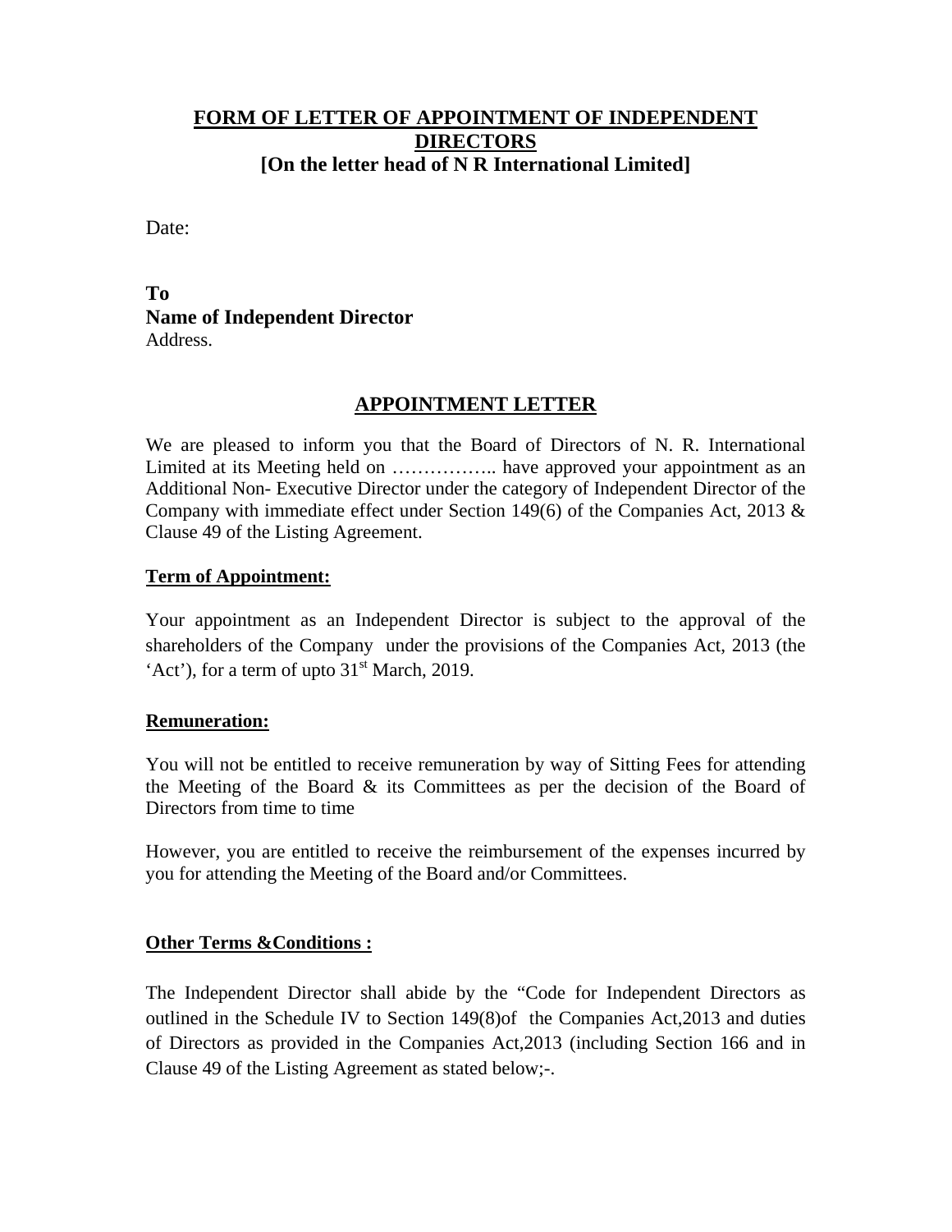# FORM OF LETTER OF APPOINTMENT OF INDEPENDENT DIRECTORS

**[On the letter head of N R International Limited]**

Date:

**To**
**Name of Independent Director**
Address.

## APPOINTMENT LETTER

We are pleased to inform you that the Board of Directors of N. R. International Limited at its Meeting held on …………….. have approved your appointment as an Additional Non- Executive Director under the category of Independent Director of the Company with immediate effect under Section 149(6) of the Companies Act, 2013 & Clause 49 of the Listing Agreement.

### Term of Appointment:

Your appointment as an Independent Director is subject to the approval of the shareholders of the Company under the provisions of the Companies Act, 2013 (the 'Act'), for a term of upto 31st March, 2019.

### Remuneration:

You will not be entitled to receive remuneration by way of Sitting Fees for attending the Meeting of the Board & its Committees as per the decision of the Board of Directors from time to time

However, you are entitled to receive the reimbursement of the expenses incurred by you for attending the Meeting of the Board and/or Committees.

### Other Terms &Conditions :

The Independent Director shall abide by the "Code for Independent Directors as outlined in the Schedule IV to Section 149(8)of the Companies Act,2013 and duties of Directors as provided in the Companies Act,2013 (including Section 166 and in Clause 49 of the Listing Agreement as stated below;-.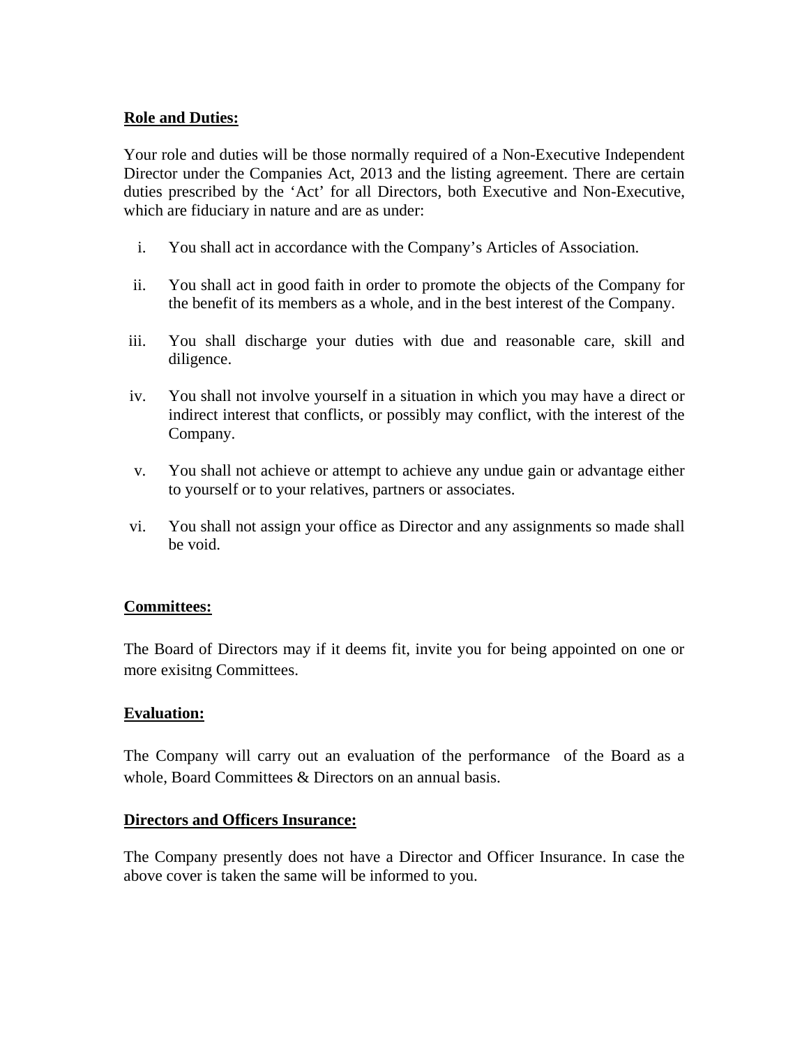**Role and Duties:**

Your role and duties will be those normally required of a Non-Executive Independent Director under the Companies Act, 2013 and the listing agreement. There are certain duties prescribed by the 'Act' for all Directors, both Executive and Non-Executive, which are fiduciary in nature and are as under:

i. You shall act in accordance with the Company's Articles of Association.

ii. You shall act in good faith in order to promote the objects of the Company for the benefit of its members as a whole, and in the best interest of the Company.

iii. You shall discharge your duties with due and reasonable care, skill and diligence.

iv. You shall not involve yourself in a situation in which you may have a direct or indirect interest that conflicts, or possibly may conflict, with the interest of the Company.

v. You shall not achieve or attempt to achieve any undue gain or advantage either to yourself or to your relatives, partners or associates.

vi. You shall not assign your office as Director and any assignments so made shall be void.

**Committees:**

The Board of Directors may if it deems fit, invite you for being appointed on one or more exisitng Committees.

**Evaluation:**

The Company will carry out an evaluation of the performance of the Board as a whole, Board Committees & Directors on an annual basis.

**Directors and Officers Insurance:**

The Company presently does not have a Director and Officer Insurance. In case the above cover is taken the same will be informed to you.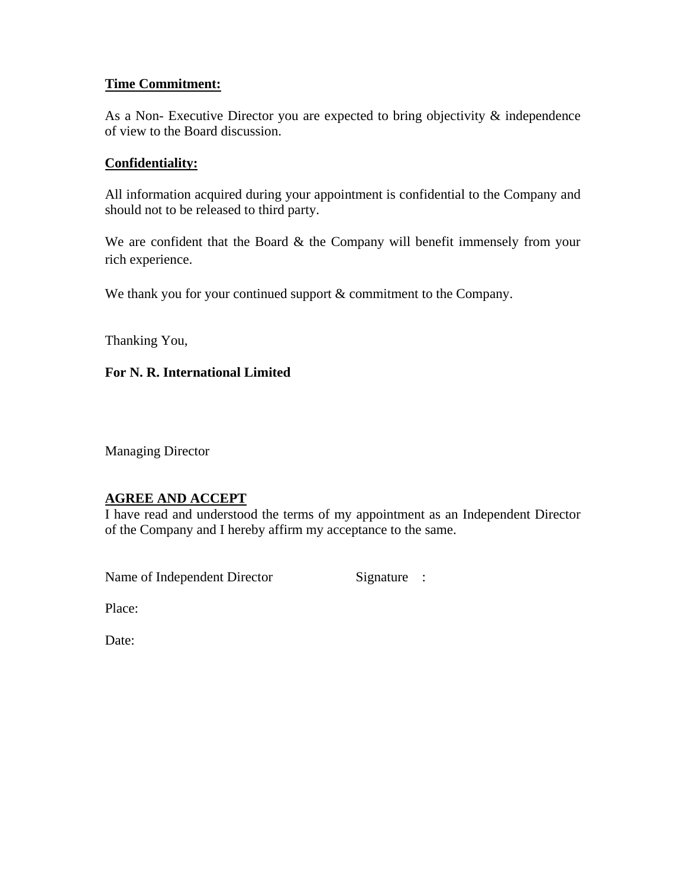**Time Commitment:**

As a Non- Executive Director you are expected to bring objectivity & independence of view to the Board discussion.

**Confidentiality:**

All information acquired during your appointment is confidential to the Company and should not to be released to third party.

We are confident that the Board & the Company will benefit immensely from your rich experience.

We thank you for your continued support & commitment to the Company.

Thanking You,

**For N. R. International Limited**

Managing Director

**AGREE AND ACCEPT**

I have read and understood the terms of my appointment as an Independent Director of the Company and I hereby affirm my acceptance to the same.

Name of Independent Director Signature :

Place:

Date: